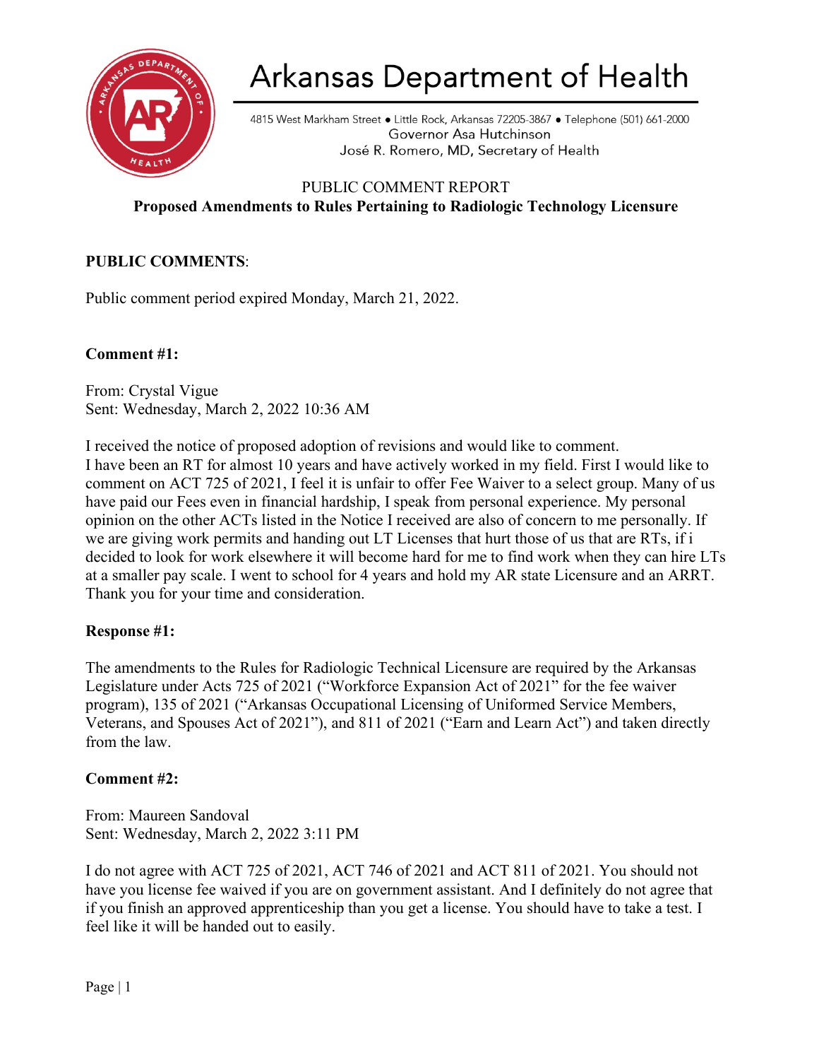# Arkansas Department of Health

4815 West Markham Street • Little Rock, Arkansas 72205-3867 • Telephone (501) 661-2000
Governor Asa Hutchinson
José R. Romero, MD, Secretary of Health

PUBLIC COMMENT REPORT

**Proposed Amendments to Rules Pertaining to Radiologic Technology Licensure**

**PUBLIC COMMENTS**:

Public comment period expired Monday, March 21, 2022.

**Comment #1:**

From: Crystal Vigue
Sent: Wednesday, March 2, 2022 10:36 AM

I received the notice of proposed adoption of revisions and would like to comment.
I have been an RT for almost 10 years and have actively worked in my field. First I would like to comment on ACT 725 of 2021, I feel it is unfair to offer Fee Waiver to a select group. Many of us have paid our Fees even in financial hardship, I speak from personal experience. My personal opinion on the other ACTs listed in the Notice I received are also of concern to me personally. If we are giving work permits and handing out LT Licenses that hurt those of us that are RTs, if i decided to look for work elsewhere it will become hard for me to find work when they can hire LTs at a smaller pay scale. I went to school for 4 years and hold my AR state Licensure and an ARRT. Thank you for your time and consideration.

**Response #1:**

The amendments to the Rules for Radiologic Technical Licensure are required by the Arkansas Legislature under Acts 725 of 2021 ("Workforce Expansion Act of 2021" for the fee waiver program), 135 of 2021 ("Arkansas Occupational Licensing of Uniformed Service Members, Veterans, and Spouses Act of 2021"), and 811 of 2021 ("Earn and Learn Act") and taken directly from the law.

**Comment #2:**

From: Maureen Sandoval
Sent: Wednesday, March 2, 2022 3:11 PM

I do not agree with ACT 725 of 2021, ACT 746 of 2021 and ACT 811 of 2021. You should not have you license fee waived if you are on government assistant. And I definitely do not agree that if you finish an approved apprenticeship than you get a license. You should have to take a test. I feel like it will be handed out to easily.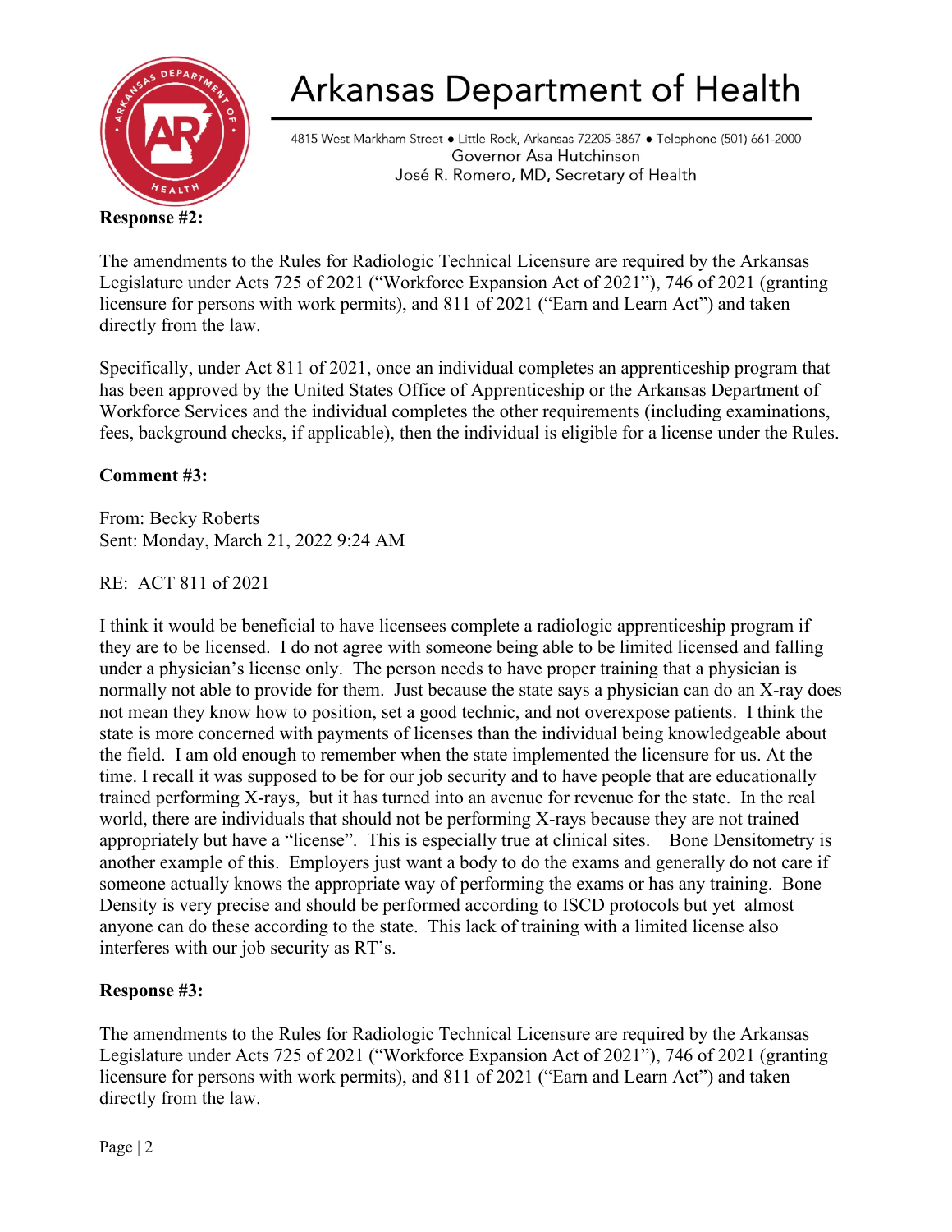**Response #2:**

The amendments to the Rules for Radiologic Technical Licensure are required by the Arkansas Legislature under Acts 725 of 2021 ("Workforce Expansion Act of 2021"), 746 of 2021 (granting licensure for persons with work permits), and 811 of 2021 ("Earn and Learn Act") and taken directly from the law.

Specifically, under Act 811 of 2021, once an individual completes an apprenticeship program that has been approved by the United States Office of Apprenticeship or the Arkansas Department of Workforce Services and the individual completes the other requirements (including examinations, fees, background checks, if applicable), then the individual is eligible for a license under the Rules.

**Comment #3:**

From: Becky Roberts
Sent: Monday, March 21, 2022 9:24 AM

RE: ACT 811 of 2021

I think it would be beneficial to have licensees complete a radiologic apprenticeship program if they are to be licensed. I do not agree with someone being able to be limited licensed and falling under a physician's license only. The person needs to have proper training that a physician is normally not able to provide for them. Just because the state says a physician can do an X-ray does not mean they know how to position, set a good technic, and not overexpose patients. I think the state is more concerned with payments of licenses than the individual being knowledgeable about the field. I am old enough to remember when the state implemented the licensure for us. At the time. I recall it was supposed to be for our job security and to have people that are educationally trained performing X-rays, but it has turned into an avenue for revenue for the state. In the real world, there are individuals that should not be performing X-rays because they are not trained appropriately but have a "license". This is especially true at clinical sites. Bone Densitometry is another example of this. Employers just want a body to do the exams and generally do not care if someone actually knows the appropriate way of performing the exams or has any training. Bone Density is very precise and should be performed according to ISCD protocols but yet almost anyone can do these according to the state. This lack of training with a limited license also interferes with our job security as RT's.

**Response #3:**

The amendments to the Rules for Radiologic Technical Licensure are required by the Arkansas Legislature under Acts 725 of 2021 ("Workforce Expansion Act of 2021"), 746 of 2021 (granting licensure for persons with work permits), and 811 of 2021 ("Earn and Learn Act") and taken directly from the law.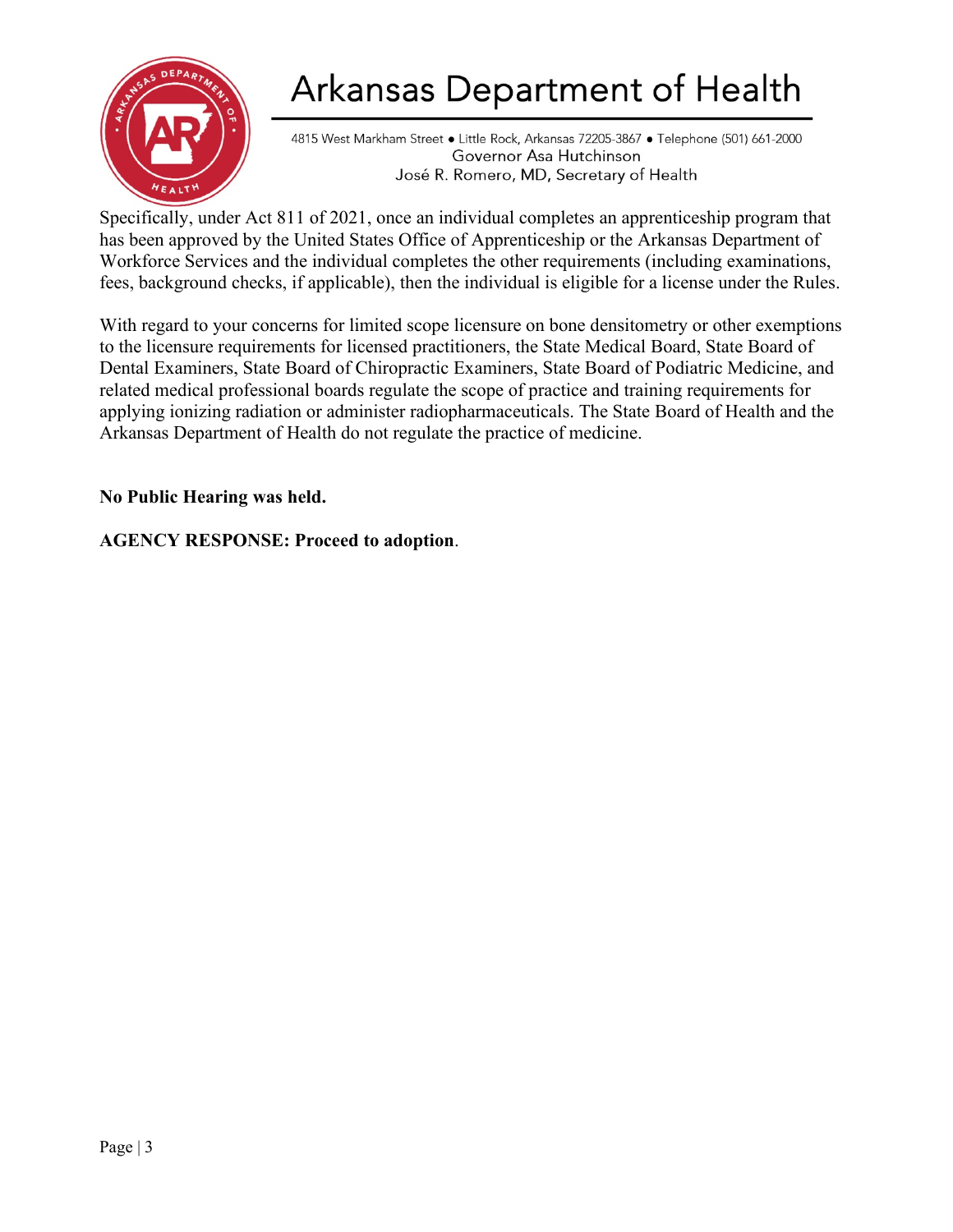# Arkansas Department of Health

4815 West Markham Street • Little Rock, Arkansas 72205-3867 • Telephone (501) 661-2000
Governor Asa Hutchinson
José R. Romero, MD, Secretary of Health

Specifically, under Act 811 of 2021, once an individual completes an apprenticeship program that has been approved by the United States Office of Apprenticeship or the Arkansas Department of Workforce Services and the individual completes the other requirements (including examinations, fees, background checks, if applicable), then the individual is eligible for a license under the Rules.

With regard to your concerns for limited scope licensure on bone densitometry or other exemptions to the licensure requirements for licensed practitioners, the State Medical Board, State Board of Dental Examiners, State Board of Chiropractic Examiners, State Board of Podiatric Medicine, and related medical professional boards regulate the scope of practice and training requirements for applying ionizing radiation or administer radiopharmaceuticals. The State Board of Health and the Arkansas Department of Health do not regulate the practice of medicine.

**No Public Hearing was held.**

**AGENCY RESPONSE: Proceed to adoption**.